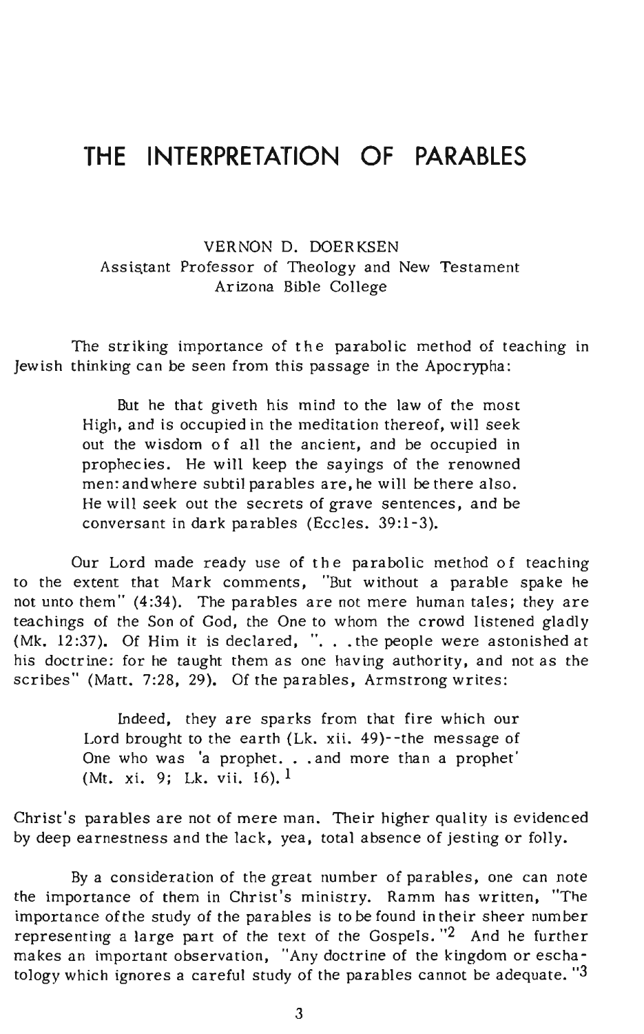# THE INTERPRETATION OF PARABLES

VERNON D. DOERKSEN
Assistant Professor of Theology and New Testament
Arizona Bible College

The striking importance of the parabolic method of teaching in Jewish thinking can be seen from this passage in the Apocrypha:

> But he that giveth his mind to the law of the most High, and is occupied in the meditation thereof, will seek out the wisdom of all the ancient, and be occupied in prophecies. He will keep the sayings of the renowned men: and where subtil parables are, he will be there also. He will seek out the secrets of grave sentences, and be conversant in dark parables (Eccles. 39:1-3).

Our Lord made ready use of the parabolic method of teaching to the extent that Mark comments, "But without a parable spake he not unto them" (4:34). The parables are not mere human tales; they are teachings of the Son of God, the One to whom the crowd listened gladly (Mk. 12:37). Of Him it is declared, ". . .the people were astonished at his doctrine: for he taught them as one having authority, and not as the scribes" (Matt. 7:28, 29). Of the parables, Armstrong writes:

> Indeed, they are sparks from that fire which our Lord brought to the earth (Lk. xii. 49)--the message of One who was 'a prophet. . .and more than a prophet' (Mt. xi. 9; Lk. vii. 16).[1]

Christ's parables are not of mere man. Their higher quality is evidenced by deep earnestness and the lack, yea, total absence of jesting or folly.

By a consideration of the great number of parables, one can note the importance of them in Christ's ministry. Ramm has written, "The importance of the study of the parables is to be found in their sheer number representing a large part of the text of the Gospels."[2] And he further makes an important observation, "Any doctrine of the kingdom or eschatology which ignores a careful study of the parables cannot be adequate."[3]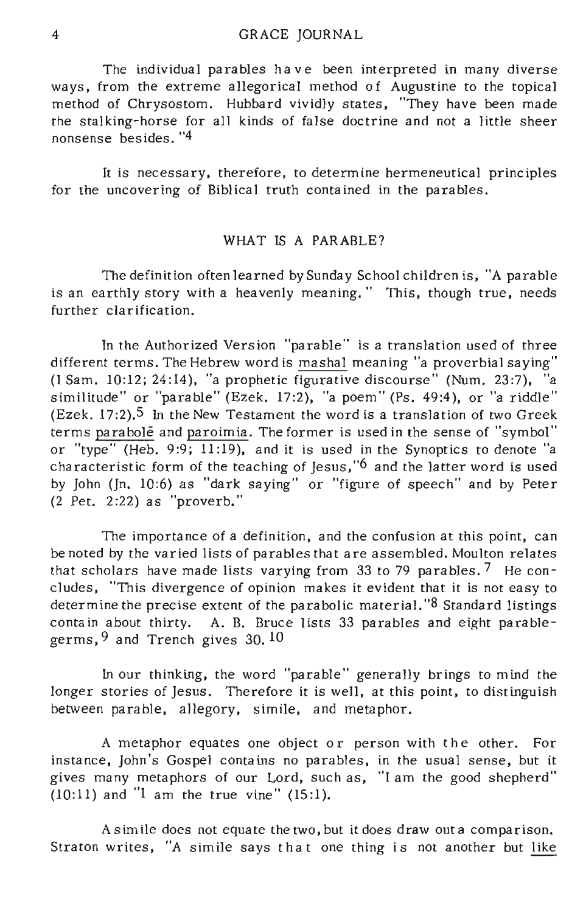The individual parables have been interpreted in many diverse ways, from the extreme allegorical method of Augustine to the topical method of Chrysostom. Hubbard vividly states, "They have been made the stalking-horse for all kinds of false doctrine and not a little sheer nonsense besides."[4]

It is necessary, therefore, to determine hermeneutical principles for the uncovering of Biblical truth contained in the parables.

## WHAT IS A PARABLE?

The definition often learned by Sunday School children is, "A parable is an earthly story with a heavenly meaning." This, though true, needs further clarification.

In the Authorized Version "parable" is a translation used of three different terms. The Hebrew word is mashal meaning "a proverbial saying" (I Sam. 10:12; 24:14), "a prophetic figurative discourse" (Num. 23:7), "a similitude" or "parable" (Ezek. 17:2), "a poem" (Ps. 49:4), or "a riddle" (Ezek. 17:2).[5] In the New Testament the word is a translation of two Greek terms parabolē and paroimia. The former is used in the sense of "symbol" or "type" (Heb. 9:9; 11:19), and it is used in the Synoptics to denote "a characteristic form of the teaching of Jesus,"[6] and the latter word is used by John (Jn. 10:6) as "dark saying" or "figure of speech" and by Peter (2 Pet. 2:22) as "proverb."

The importance of a definition, and the confusion at this point, can be noted by the varied lists of parables that are assembled. Moulton relates that scholars have made lists varying from 33 to 79 parables.[7] He concludes, "This divergence of opinion makes it evident that it is not easy to determine the precise extent of the parabolic material."[8] Standard listings contain about thirty. A. B. Bruce lists 33 parables and eight parable-germs,[9] and Trench gives 30.[10]

In our thinking, the word "parable" generally brings to mind the longer stories of Jesus. Therefore it is well, at this point, to distinguish between parable, allegory, simile, and metaphor.

A metaphor equates one object or person with the other. For instance, John's Gospel contains no parables, in the usual sense, but it gives many metaphors of our Lord, such as, "I am the good shepherd" (10:11) and "I am the true vine" (15:1).

A simile does not equate the two, but it does draw out a comparison. Straton writes, "A simile says that one thing is not another but like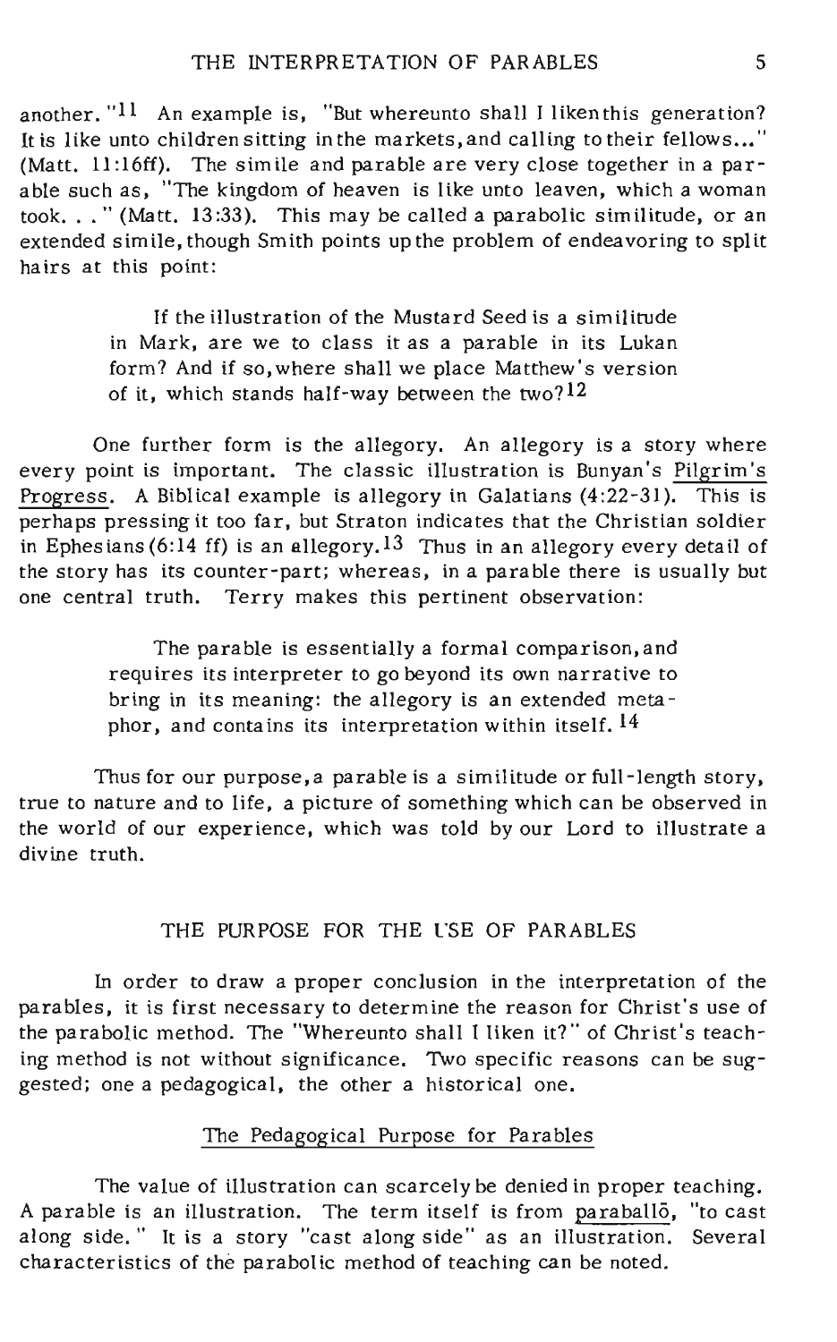another."[11] An example is, "But whereunto shall I liken this generation? It is like unto children sitting in the markets, and calling to their fellows..." (Matt. 11:16ff). The simile and parable are very close together in a parable such as, "The kingdom of heaven is like unto leaven, which a woman took. . ." (Matt. 13:33). This may be called a parabolic similitude, or an extended simile, though Smith points up the problem of endeavoring to split hairs at this point:

> If the illustration of the Mustard Seed is a similitude in Mark, are we to class it as a parable in its Lukan form? And if so, where shall we place Matthew's version of it, which stands half-way between the two?[12]

One further form is the allegory. An allegory is a story where every point is important. The classic illustration is Bunyan's Pilgrim's Progress. A Biblical example is allegory in Galatians (4:22-31). This is perhaps pressing it too far, but Straton indicates that the Christian soldier in Ephesians (6:14 ff) is an allegory.[13] Thus in an allegory every detail of the story has its counter-part; whereas, in a parable there is usually but one central truth. Terry makes this pertinent observation:

> The parable is essentially a formal comparison, and requires its interpreter to go beyond its own narrative to bring in its meaning: the allegory is an extended metaphor, and contains its interpretation within itself.[14]

Thus for our purpose, a parable is a similitude or full-length story, true to nature and to life, a picture of something which can be observed in the world of our experience, which was told by our Lord to illustrate a divine truth.

## THE PURPOSE FOR THE USE OF PARABLES

In order to draw a proper conclusion in the interpretation of the parables, it is first necessary to determine the reason for Christ's use of the parabolic method. The "Whereunto shall I liken it?" of Christ's teaching method is not without significance. Two specific reasons can be suggested; one a pedagogical, the other a historical one.

### The Pedagogical Purpose for Parables

The value of illustration can scarcely be denied in proper teaching. A parable is an illustration. The term itself is from paraballō, "to cast along side." It is a story "cast along side" as an illustration. Several characteristics of the parabolic method of teaching can be noted.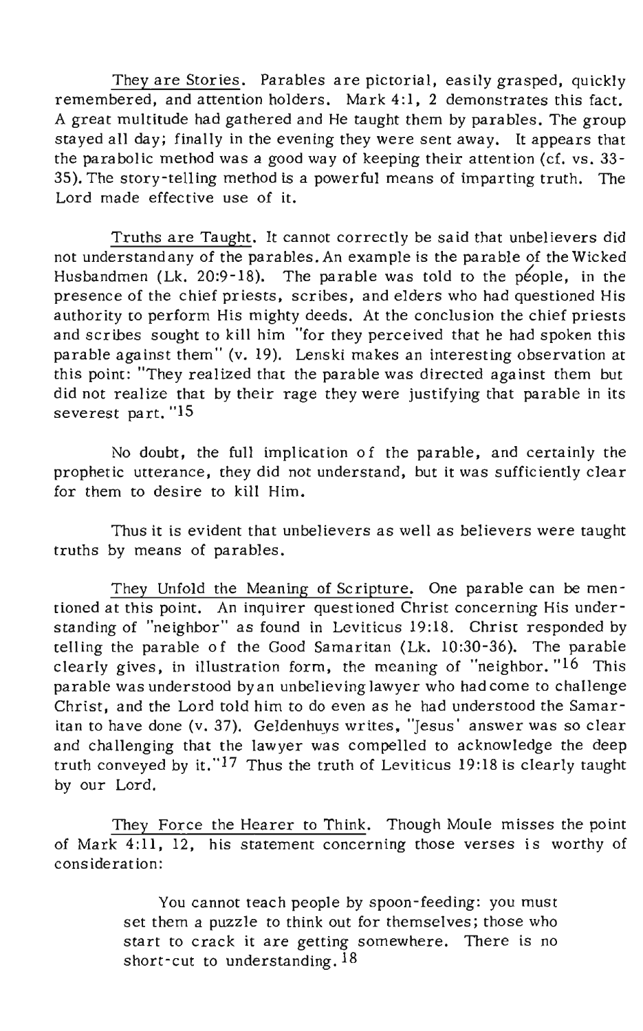They are Stories. Parables are pictorial, easily grasped, quickly remembered, and attention holders. Mark 4:1, 2 demonstrates this fact. A great multitude had gathered and He taught them by parables. The group stayed all day; finally in the evening they were sent away. It appears that the parabolic method was a good way of keeping their attention (cf. vs. 33-35). The story-telling method is a powerful means of imparting truth. The Lord made effective use of it.

Truths are Taught. It cannot correctly be said that unbelievers did not understand any of the parables. An example is the parable of the Wicked Husbandmen (Lk. 20:9-18). The parable was told to the people, in the presence of the chief priests, scribes, and elders who had questioned His authority to perform His mighty deeds. At the conclusion the chief priests and scribes sought to kill him "for they perceived that he had spoken this parable against them" (v. 19). Lenski makes an interesting observation at this point: "They realized that the parable was directed against them but did not realize that by their rage they were justifying that parable in its severest part."[15]

No doubt, the full implication of the parable, and certainly the prophetic utterance, they did not understand, but it was sufficiently clear for them to desire to kill Him.

Thus it is evident that unbelievers as well as believers were taught truths by means of parables.

They Unfold the Meaning of Scripture. One parable can be mentioned at this point. An inquirer questioned Christ concerning His understanding of "neighbor" as found in Leviticus 19:18. Christ responded by telling the parable of the Good Samaritan (Lk. 10:30-36). The parable clearly gives, in illustration form, the meaning of "neighbor."[16] This parable was understood by an unbelieving lawyer who had come to challenge Christ, and the Lord told him to do even as he had understood the Samaritan to have done (v. 37). Geldenhuys writes, "Jesus' answer was so clear and challenging that the lawyer was compelled to acknowledge the deep truth conveyed by it."[17] Thus the truth of Leviticus 19:18 is clearly taught by our Lord.

They Force the Hearer to Think. Though Moule misses the point of Mark 4:11, 12, his statement concerning those verses is worthy of consideration:

> You cannot teach people by spoon-feeding: you must set them a puzzle to think out for themselves; those who start to crack it are getting somewhere. There is no short-cut to understanding.[18]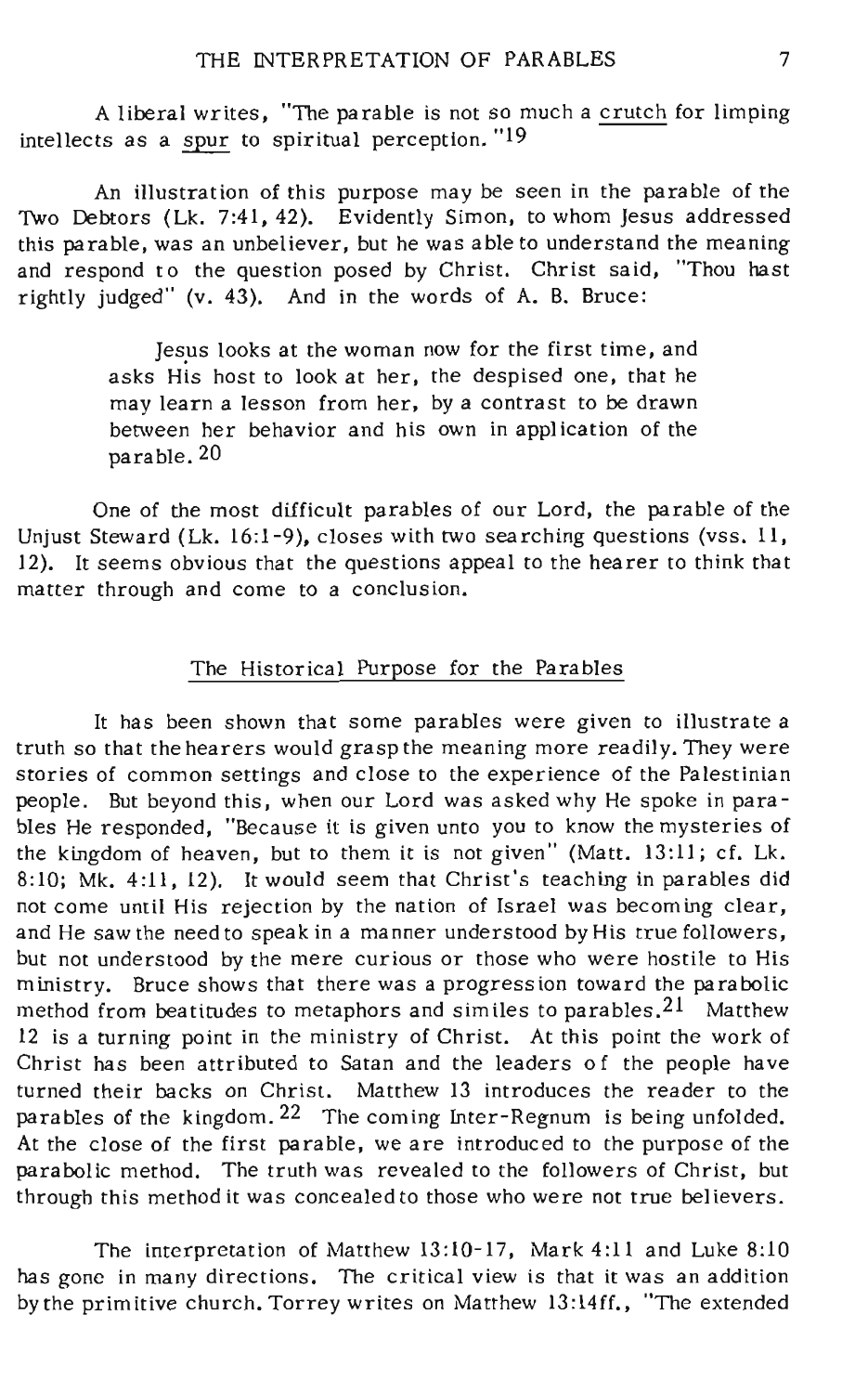A liberal writes, "The parable is not so much a <u>crutch</u> for limping intellects as a <u>spur</u> to spiritual perception."[19]

An illustration of this purpose may be seen in the parable of the Two Debtors (Lk. 7:41, 42). Evidently Simon, to whom Jesus addressed this parable, was an unbeliever, but he was able to understand the meaning and respond to the question posed by Christ. Christ said, "Thou hast rightly judged" (v. 43). And in the words of A. B. Bruce:

> Jesus looks at the woman now for the first time, and asks His host to look at her, the despised one, that he may learn a lesson from her, by a contrast to be drawn between her behavior and his own in application of the parable.[20]

One of the most difficult parables of our Lord, the parable of the Unjust Steward (Lk. 16:1-9), closes with two searching questions (vss. 11, 12). It seems obvious that the questions appeal to the hearer to think that matter through and come to a conclusion.

## The Historical Purpose for the Parables

It has been shown that some parables were given to illustrate a truth so that the hearers would grasp the meaning more readily. They were stories of common settings and close to the experience of the Palestinian people. But beyond this, when our Lord was asked why He spoke in parables He responded, "Because it is given unto you to know the mysteries of the kingdom of heaven, but to them it is not given" (Matt. 13:11; cf. Lk. 8:10; Mk. 4:11, 12). It would seem that Christ's teaching in parables did not come until His rejection by the nation of Israel was becoming clear, and He saw the need to speak in a manner understood by His true followers, but not understood by the mere curious or those who were hostile to His ministry. Bruce shows that there was a progression toward the parabolic method from beatitudes to metaphors and similes to parables.[21] Matthew 12 is a turning point in the ministry of Christ. At this point the work of Christ has been attributed to Satan and the leaders of the people have turned their backs on Christ. Matthew 13 introduces the reader to the parables of the kingdom.[22] The coming Inter-Regnum is being unfolded. At the close of the first parable, we are introduced to the purpose of the parabolic method. The truth was revealed to the followers of Christ, but through this method it was concealed to those who were not true believers.

The interpretation of Matthew 13:10-17, Mark 4:11 and Luke 8:10 has gone in many directions. The critical view is that it was an addition by the primitive church. Torrey writes on Matthew 13:14ff., "The extended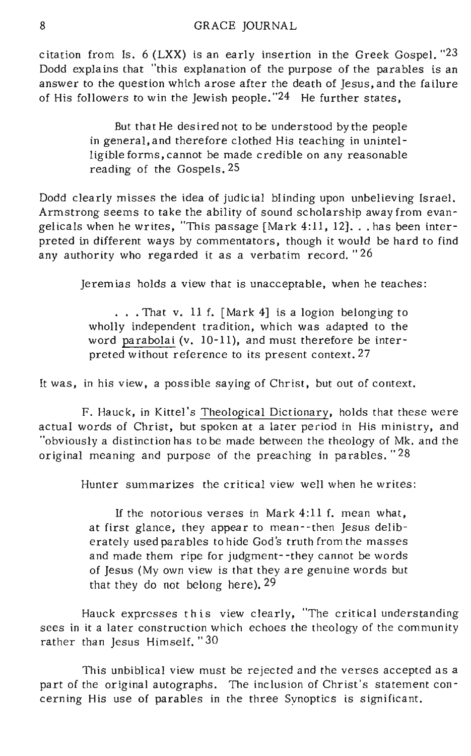citation from Is. 6 (LXX) is an early insertion in the Greek Gospel."[23] Dodd explains that "this explanation of the purpose of the parables is an answer to the question which arose after the death of Jesus, and the failure of His followers to win the Jewish people."[24] He further states,

> But that He desired not to be understood by the people in general, and therefore clothed His teaching in unintelligible forms, cannot be made credible on any reasonable reading of the Gospels.[25]

Dodd clearly misses the idea of judicial blinding upon unbelieving Israel. Armstrong seems to take the ability of sound scholarship away from evangelicals when he writes, "This passage [Mark 4:11, 12]. . . has been interpreted in different ways by commentators, though it would be hard to find any authority who regarded it as a verbatim record."[26]

Jeremias holds a view that is unacceptable, when he teaches:

> . . . That v. 11 f. [Mark 4] is a logion belonging to wholly independent tradition, which was adapted to the word parabolai (v. 10-11), and must therefore be interpreted without reference to its present context.[27]

It was, in his view, a possible saying of Christ, but out of context.

F. Hauck, in Kittel's Theological Dictionary, holds that these were actual words of Christ, but spoken at a later period in His ministry, and "obviously a distinction has to be made between the theology of Mk. and the original meaning and purpose of the preaching in parables."[28]

Hunter summarizes the critical view well when he writes:

> If the notorious verses in Mark 4:11 f. mean what, at first glance, they appear to mean--then Jesus deliberately used parables to hide God's truth from the masses and made them ripe for judgment--they cannot be words of Jesus (My own view is that they are genuine words but that they do not belong here).[29]

Hauck expresses this view clearly, "The critical understanding sees in it a later construction which echoes the theology of the community rather than Jesus Himself."[30]

This unbiblical view must be rejected and the verses accepted as a part of the original autographs. The inclusion of Christ's statement concerning His use of parables in the three Synoptics is significant.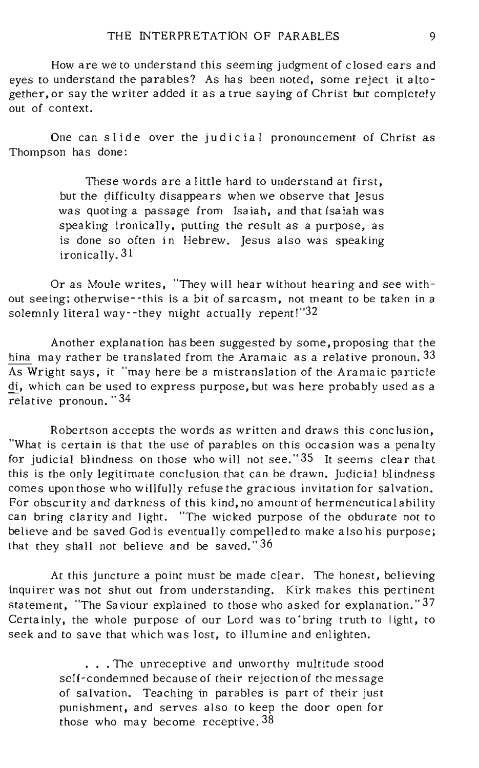How are we to understand this seeming judgment of closed ears and eyes to understand the parables? As has been noted, some reject it altogether, or say the writer added it as a true saying of Christ but completely out of context.

One can slide over the judicial pronouncement of Christ as Thompson has done:

> These words are a little hard to understand at first, but the difficulty disappears when we observe that Jesus was quoting a passage from Isaiah, and that Isaiah was speaking ironically, putting the result as a purpose, as is done so often in Hebrew. Jesus also was speaking ironically.[31]

Or as Moule writes, "They will hear without hearing and see without seeing; otherwise--this is a bit of sarcasm, not meant to be taken in a solemnly literal way--they might actually repent!"[32]

Another explanation has been suggested by some, proposing that the hina may rather be translated from the Aramaic as a relative pronoun.[33] As Wright says, it "may here be a mistranslation of the Aramaic particle di, which can be used to express purpose, but was here probably used as a relative pronoun."[34]

Robertson accepts the words as written and draws this conclusion, "What is certain is that the use of parables on this occasion was a penalty for judicial blindness on those who will not see."[35] It seems clear that this is the only legitimate conclusion that can be drawn. Judicial blindness comes upon those who willfully refuse the gracious invitation for salvation. For obscurity and darkness of this kind, no amount of hermeneutical ability can bring clarity and light. "The wicked purpose of the obdurate not to believe and be saved God is eventually compelled to make also his purpose; that they shall not believe and be saved."[36]

At this juncture a point must be made clear. The honest, believing inquirer was not shut out from understanding. Kirk makes this pertinent statement, "The Saviour explained to those who asked for explanation."[37] Certainly, the whole purpose of our Lord was to bring truth to light, to seek and to save that which was lost, to illumine and enlighten.

> . . . The unreceptive and unworthy multitude stood self-condemned because of their rejection of the message of salvation. Teaching in parables is part of their just punishment, and serves also to keep the door open for those who may become receptive.[38]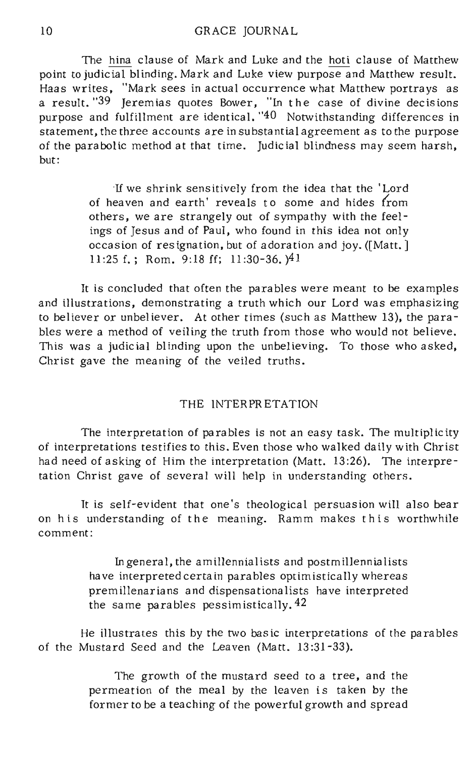The _hina_ clause of Mark and Luke and the _hoti_ clause of Matthew point to judicial blinding. Mark and Luke view purpose and Matthew result. Haas writes, "Mark sees in actual occurrence what Matthew portrays as a result."[39] Jeremias quotes Bower, "In the case of divine decisions purpose and fulfillment are identical."[40] Notwithstanding differences in statement, the three accounts are in substantial agreement as to the purpose of the parabolic method at that time. Judicial blindness may seem harsh, but:

> If we shrink sensitively from the idea that the 'Lord of heaven and earth' reveals to some and hides from others, we are strangely out of sympathy with the feelings of Jesus and of Paul, who found in this idea not only occasion of resignation, but of adoration and joy. ([Matt.] 11:25 f.; Rom. 9:18 ff; 11:30-36.)[41]

It is concluded that often the parables were meant to be examples and illustrations, demonstrating a truth which our Lord was emphasizing to believer or unbeliever. At other times (such as Matthew 13), the parables were a method of veiling the truth from those who would not believe. This was a judicial blinding upon the unbelieving. To those who asked, Christ gave the meaning of the veiled truths.

## THE INTERPRETATION

The interpretation of parables is not an easy task. The multiplicity of interpretations testifies to this. Even those who walked daily with Christ had need of asking of Him the interpretation (Matt. 13:26). The interpretation Christ gave of several will help in understanding others.

It is self-evident that one's theological persuasion will also bear on his understanding of the meaning. Ramm makes this worthwhile comment:

> In general, the amillennialists and postmillennialists have interpreted certain parables optimistically whereas premillenarians and dispensationalists have interpreted the same parables pessimistically.[42]

He illustrates this by the two basic interpretations of the parables of the Mustard Seed and the Leaven (Matt. 13:31-33).

> The growth of the mustard seed to a tree, and the permeation of the meal by the leaven is taken by the former to be a teaching of the powerful growth and spread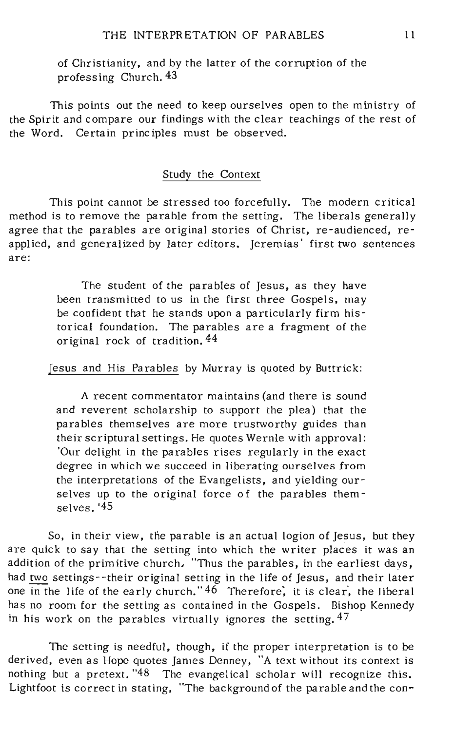of Christianity, and by the latter of the corruption of the professing Church.[43]

This points out the need to keep ourselves open to the ministry of the Spirit and compare our findings with the clear teachings of the rest of the Word. Certain principles must be observed.

## Study the Context

This point cannot be stressed too forcefully. The modern critical method is to remove the parable from the setting. The liberals generally agree that the parables are original stories of Christ, re-audienced, re-applied, and generalized by later editors. Jeremias' first two sentences are:

> The student of the parables of Jesus, as they have been transmitted to us in the first three Gospels, may be confident that he stands upon a particularly firm historical foundation. The parables are a fragment of the original rock of tradition.[44]

Jesus and His Parables by Murray is quoted by Buttrick:

> A recent commentator maintains (and there is sound and reverent scholarship to support the plea) that the parables themselves are more trustworthy guides than their scriptural settings. He quotes Wernle with approval: 'Our delight in the parables rises regularly in the exact degree in which we succeed in liberating ourselves from the interpretations of the Evangelists, and yielding ourselves up to the original force of the parables themselves.'[45]

So, in their view, the parable is an actual logion of Jesus, but they are quick to say that the setting into which the writer places it was an addition of the primitive church. "Thus the parables, in the earliest days, had two settings--their original setting in the life of Jesus, and their later one in the life of the early church."[46] Therefore, it is clear, the liberal has no room for the setting as contained in the Gospels. Bishop Kennedy in his work on the parables virtually ignores the setting.[47]

The setting is needful, though, if the proper interpretation is to be derived, even as Hope quotes James Denney, "A text without its context is nothing but a pretext."[48] The evangelical scholar will recognize this. Lightfoot is correct in stating, "The background of the parable and the con-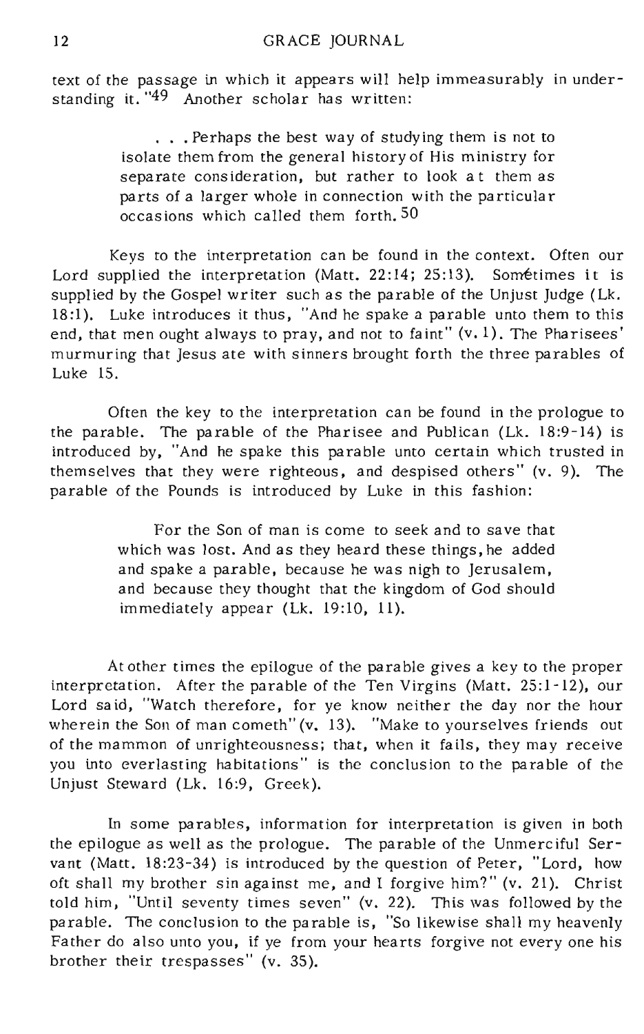text of the passage in which it appears will help immeasurably in understanding it."[49] Another scholar has written:

> . . . Perhaps the best way of studying them is not to isolate them from the general history of His ministry for separate consideration, but rather to look at them as parts of a larger whole in connection with the particular occasions which called them forth.[50]

Keys to the interpretation can be found in the context. Often our Lord supplied the interpretation (Matt. 22:14; 25:13). Sometimes it is supplied by the Gospel writer such as the parable of the Unjust Judge (Lk. 18:1). Luke introduces it thus, "And he spake a parable unto them to this end, that men ought always to pray, and not to faint" (v. 1). The Pharisees' murmuring that Jesus ate with sinners brought forth the three parables of Luke 15.

Often the key to the interpretation can be found in the prologue to the parable. The parable of the Pharisee and Publican (Lk. 18:9-14) is introduced by, "And he spake this parable unto certain which trusted in themselves that they were righteous, and despised others" (v. 9). The parable of the Pounds is introduced by Luke in this fashion:

> For the Son of man is come to seek and to save that which was lost. And as they heard these things, he added and spake a parable, because he was nigh to Jerusalem, and because they thought that the kingdom of God should immediately appear (Lk. 19:10, 11).

At other times the epilogue of the parable gives a key to the proper interpretation. After the parable of the Ten Virgins (Matt. 25:1-12), our Lord said, "Watch therefore, for ye know neither the day nor the hour wherein the Son of man cometh" (v. 13). "Make to yourselves friends out of the mammon of unrighteousness; that, when it fails, they may receive you into everlasting habitations" is the conclusion to the parable of the Unjust Steward (Lk. 16:9, Greek).

In some parables, information for interpretation is given in both the epilogue as well as the prologue. The parable of the Unmerciful Servant (Matt. 18:23-34) is introduced by the question of Peter, "Lord, how oft shall my brother sin against me, and I forgive him?" (v. 21). Christ told him, "Until seventy times seven" (v. 22). This was followed by the parable. The conclusion to the parable is, "So likewise shall my heavenly Father do also unto you, if ye from your hearts forgive not every one his brother their trespasses" (v. 35).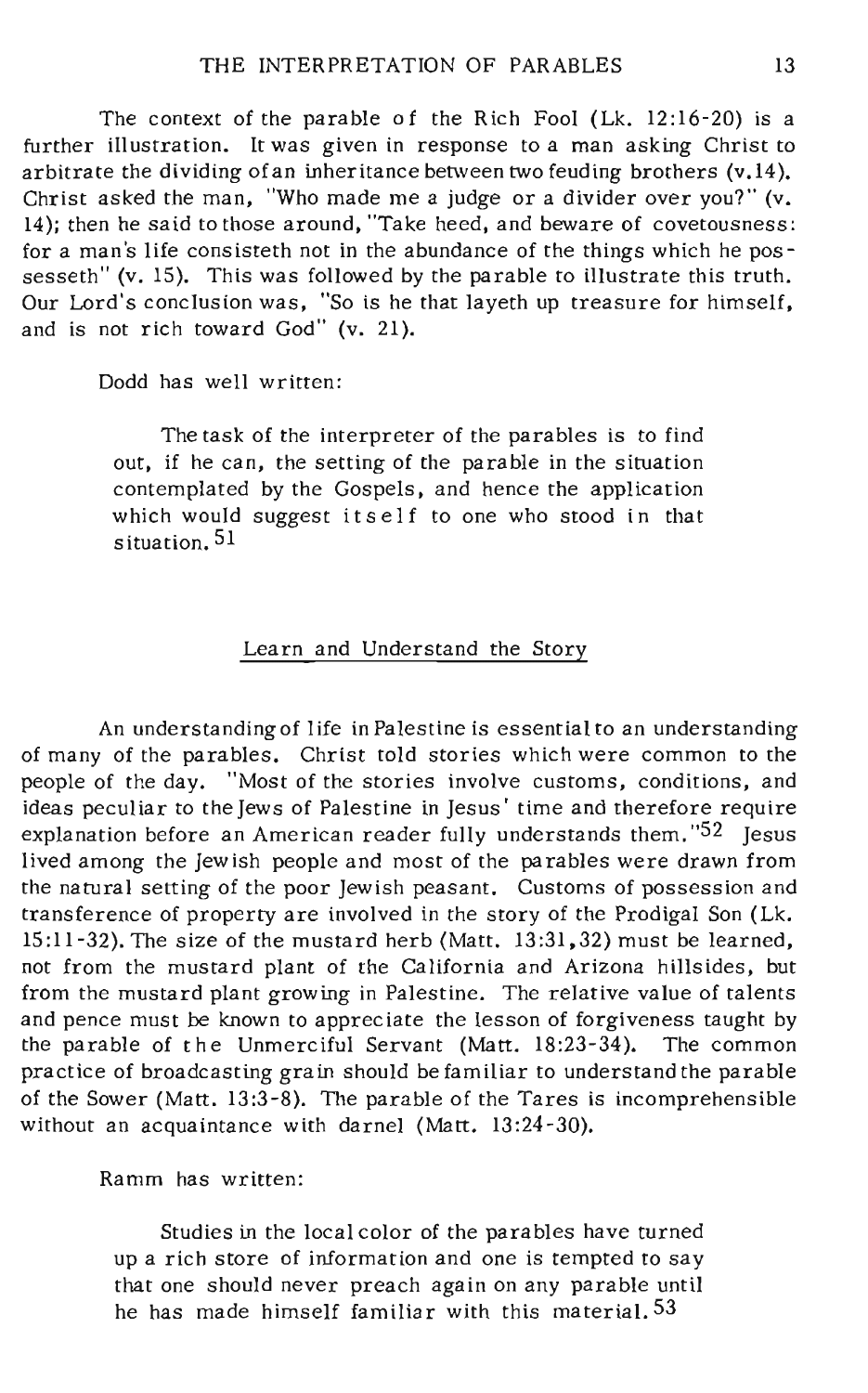The context of the parable of the Rich Fool (Lk. 12:16-20) is a further illustration. It was given in response to a man asking Christ to arbitrate the dividing of an inheritance between two feuding brothers (v.14). Christ asked the man, "Who made me a judge or a divider over you?" (v. 14); then he said to those around, "Take heed, and beware of covetousness: for a man's life consisteth not in the abundance of the things which he possesseth" (v. 15). This was followed by the parable to illustrate this truth. Our Lord's conclusion was, "So is he that layeth up treasure for himself, and is not rich toward God" (v. 21).

Dodd has well written:

> The task of the interpreter of the parables is to find out, if he can, the setting of the parable in the situation contemplated by the Gospels, and hence the application which would suggest itself to one who stood in that situation.[51]

## Learn and Understand the Story

An understanding of life in Palestine is essential to an understanding of many of the parables. Christ told stories which were common to the people of the day. "Most of the stories involve customs, conditions, and ideas peculiar to the Jews of Palestine in Jesus' time and therefore require explanation before an American reader fully understands them."[52] Jesus lived among the Jewish people and most of the parables were drawn from the natural setting of the poor Jewish peasant. Customs of possession and transference of property are involved in the story of the Prodigal Son (Lk. 15:11-32). The size of the mustard herb (Matt. 13:31,32) must be learned, not from the mustard plant of the California and Arizona hillsides, but from the mustard plant growing in Palestine. The relative value of talents and pence must be known to appreciate the lesson of forgiveness taught by the parable of the Unmerciful Servant (Matt. 18:23-34). The common practice of broadcasting grain should be familiar to understand the parable of the Sower (Matt. 13:3-8). The parable of the Tares is incomprehensible without an acquaintance with darnel (Matt. 13:24-30).

Ramm has written:

> Studies in the local color of the parables have turned up a rich store of information and one is tempted to say that one should never preach again on any parable until he has made himself familiar with this material.[53]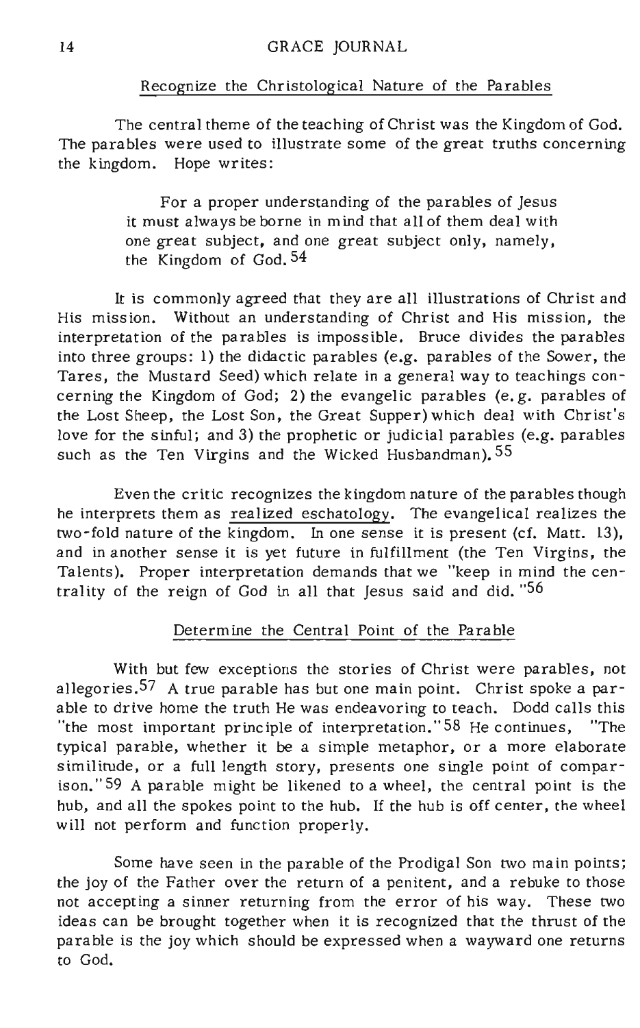## Recognize the Christological Nature of the Parables

The central theme of the teaching of Christ was the Kingdom of God. The parables were used to illustrate some of the great truths concerning the kingdom. Hope writes:

> For a proper understanding of the parables of Jesus it must always be borne in mind that all of them deal with one great subject, and one great subject only, namely, the Kingdom of God.[54]

It is commonly agreed that they are all illustrations of Christ and His mission. Without an understanding of Christ and His mission, the interpretation of the parables is impossible. Bruce divides the parables into three groups: 1) the didactic parables (e.g. parables of the Sower, the Tares, the Mustard Seed) which relate in a general way to teachings concerning the Kingdom of God; 2) the evangelic parables (e.g. parables of the Lost Sheep, the Lost Son, the Great Supper) which deal with Christ's love for the sinful; and 3) the prophetic or judicial parables (e.g. parables such as the Ten Virgins and the Wicked Husbandman).[55]

Even the critic recognizes the kingdom nature of the parables though he interprets them as realized eschatology. The evangelical realizes the two-fold nature of the kingdom. In one sense it is present (cf. Matt. 13), and in another sense it is yet future in fulfillment (the Ten Virgins, the Talents). Proper interpretation demands that we "keep in mind the centrality of the reign of God in all that Jesus said and did."[56]

## Determine the Central Point of the Parable

With but few exceptions the stories of Christ were parables, not allegories.[57] A true parable has but one main point. Christ spoke a parable to drive home the truth He was endeavoring to teach. Dodd calls this "the most important principle of interpretation."[58] He continues, "The typical parable, whether it be a simple metaphor, or a more elaborate similitude, or a full length story, presents one single point of comparison."[59] A parable might be likened to a wheel, the central point is the hub, and all the spokes point to the hub. If the hub is off center, the wheel will not perform and function properly.

Some have seen in the parable of the Prodigal Son two main points; the joy of the Father over the return of a penitent, and a rebuke to those not accepting a sinner returning from the error of his way. These two ideas can be brought together when it is recognized that the thrust of the parable is the joy which should be expressed when a wayward one returns to God.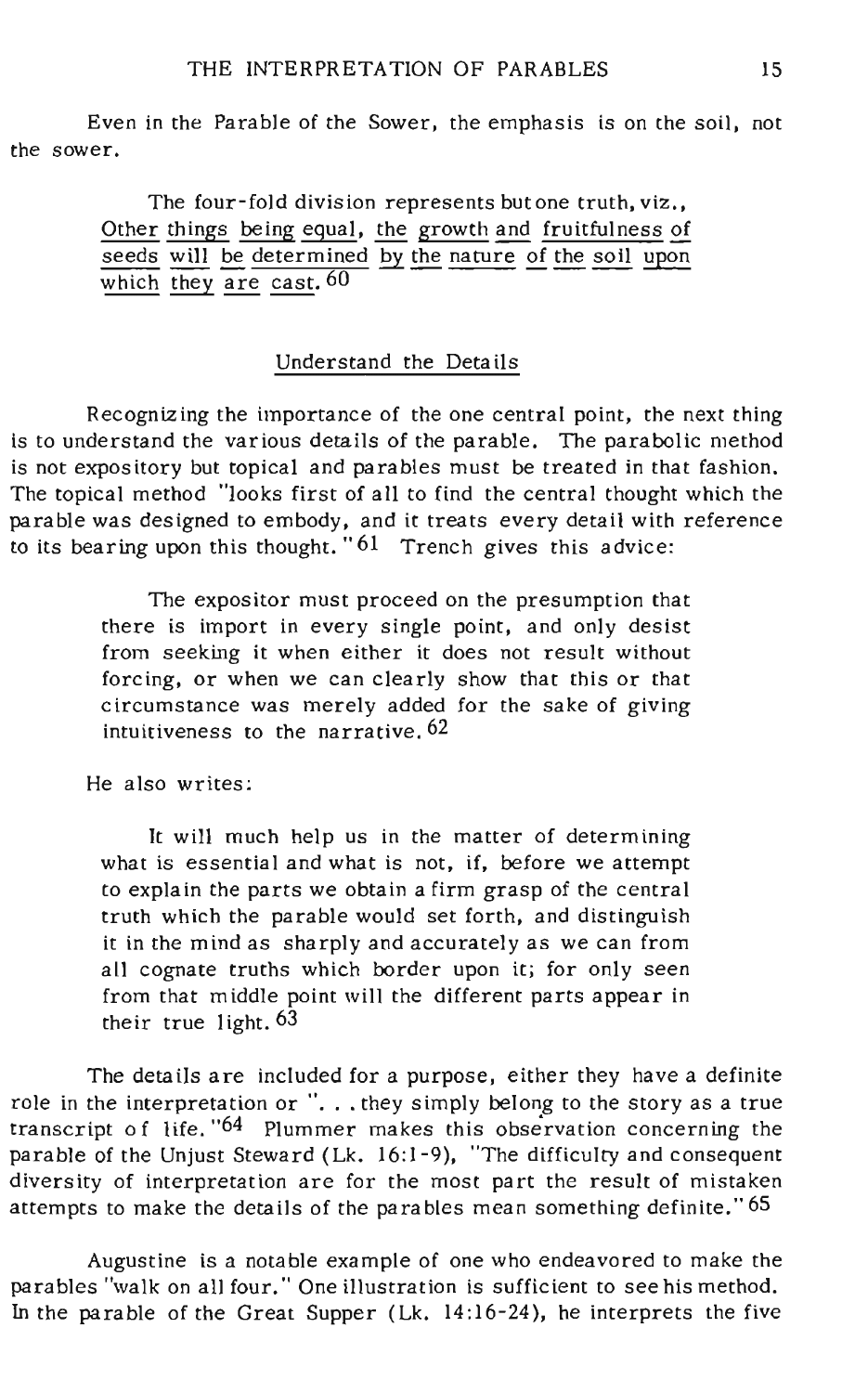Even in the Parable of the Sower, the emphasis is on the soil, not the sower.

> The four-fold division represents but one truth, viz., Other things being equal, the growth and fruitfulness of seeds will be determined by the nature of the soil upon which they are cast.[60]

## Understand the Details

Recognizing the importance of the one central point, the next thing is to understand the various details of the parable. The parabolic method is not expository but topical and parables must be treated in that fashion. The topical method "looks first of all to find the central thought which the parable was designed to embody, and it treats every detail with reference to its bearing upon this thought."[61] Trench gives this advice:

> The expositor must proceed on the presumption that there is import in every single point, and only desist from seeking it when either it does not result without forcing, or when we can clearly show that this or that circumstance was merely added for the sake of giving intuitiveness to the narrative.[62]

He also writes:

> It will much help us in the matter of determining what is essential and what is not, if, before we attempt to explain the parts we obtain a firm grasp of the central truth which the parable would set forth, and distinguish it in the mind as sharply and accurately as we can from all cognate truths which border upon it; for only seen from that middle point will the different parts appear in their true light.[63]

The details are included for a purpose, either they have a definite role in the interpretation or ". . . they simply belong to the story as a true transcript of life."[64] Plummer makes this observation concerning the parable of the Unjust Steward (Lk. 16:1-9), "The difficulty and consequent diversity of interpretation are for the most part the result of mistaken attempts to make the details of the parables mean something definite."[65]

Augustine is a notable example of one who endeavored to make the parables "walk on all four." One illustration is sufficient to see his method. In the parable of the Great Supper (Lk. 14:16-24), he interprets the five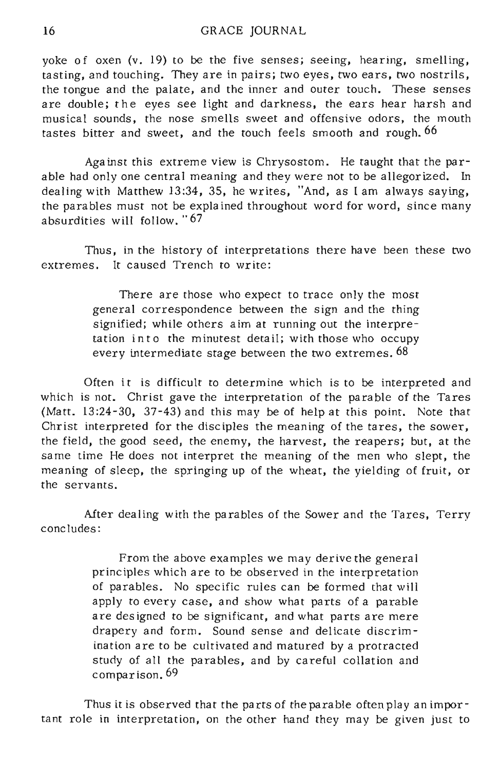yoke of oxen (v. 19) to be the five senses; seeing, hearing, smelling, tasting, and touching. They are in pairs; two eyes, two ears, two nostrils, the tongue and the palate, and the inner and outer touch. These senses are double; the eyes see light and darkness, the ears hear harsh and musical sounds, the nose smells sweet and offensive odors, the mouth tastes bitter and sweet, and the touch feels smooth and rough. [66]

Against this extreme view is Chrysostom. He taught that the parable had only one central meaning and they were not to be allegorized. In dealing with Matthew 13:34, 35, he writes, "And, as I am always saying, the parables must not be explained throughout word for word, since many absurdities will follow." [67]

Thus, in the history of interpretations there have been these two extremes. It caused Trench to write:

> There are those who expect to trace only the most general correspondence between the sign and the thing signified; while others aim at running out the interpretation into the minutest detail; with those who occupy every intermediate stage between the two extremes. [68]

Often it is difficult to determine which is to be interpreted and which is not. Christ gave the interpretation of the parable of the Tares (Matt. 13:24-30, 37-43) and this may be of help at this point. Note that Christ interpreted for the disciples the meaning of the tares, the sower, the field, the good seed, the enemy, the harvest, the reapers; but, at the same time He does not interpret the meaning of the men who slept, the meaning of sleep, the springing up of the wheat, the yielding of fruit, or the servants.

After dealing with the parables of the Sower and the Tares, Terry concludes:

> From the above examples we may derive the general principles which are to be observed in the interpretation of parables. No specific rules can be formed that will apply to every case, and show what parts of a parable are designed to be significant, and what parts are mere drapery and form. Sound sense and delicate discrimination are to be cultivated and matured by a protracted study of all the parables, and by careful collation and comparison. [69]

Thus it is observed that the parts of the parable often play an important role in interpretation, on the other hand they may be given just to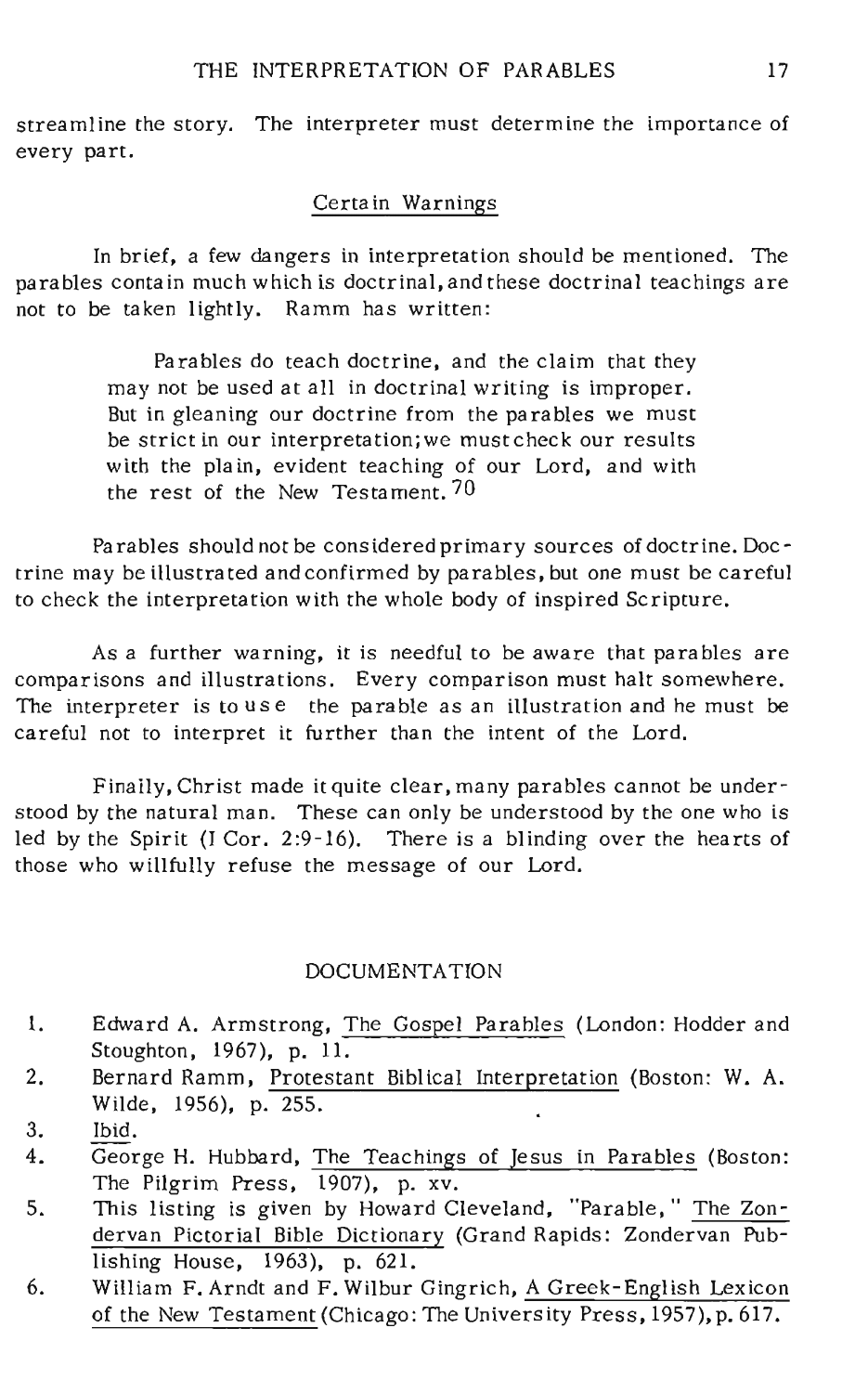streamline the story. The interpreter must determine the importance of every part.

## Certain Warnings

In brief, a few dangers in interpretation should be mentioned. The parables contain much which is doctrinal, and these doctrinal teachings are not to be taken lightly. Ramm has written:

> Parables do teach doctrine, and the claim that they may not be used at all in doctrinal writing is improper. But in gleaning our doctrine from the parables we must be strict in our interpretation; we must check our results with the plain, evident teaching of our Lord, and with the rest of the New Testament.[70]

Parables should not be considered primary sources of doctrine. Doctrine may be illustrated and confirmed by parables, but one must be careful to check the interpretation with the whole body of inspired Scripture.

As a further warning, it is needful to be aware that parables are comparisons and illustrations. Every comparison must halt somewhere. The interpreter is to use the parable as an illustration and he must be careful not to interpret it further than the intent of the Lord.

Finally, Christ made it quite clear, many parables cannot be understood by the natural man. These can only be understood by the one who is led by the Spirit (I Cor. 2:9-16). There is a blinding over the hearts of those who willfully refuse the message of our Lord.

## DOCUMENTATION

1. Edward A. Armstrong, The Gospel Parables (London: Hodder and Stoughton, 1967), p. 11.
2. Bernard Ramm, Protestant Biblical Interpretation (Boston: W. A. Wilde, 1956), p. 255.
3. Ibid.
4. George H. Hubbard, The Teachings of Jesus in Parables (Boston: The Pilgrim Press, 1907), p. xv.
5. This listing is given by Howard Cleveland, "Parable," The Zondervan Pictorial Bible Dictionary (Grand Rapids: Zondervan Publishing House, 1963), p. 621.
6. William F. Arndt and F. Wilbur Gingrich, A Greek-English Lexicon of the New Testament (Chicago: The University Press, 1957), p. 617.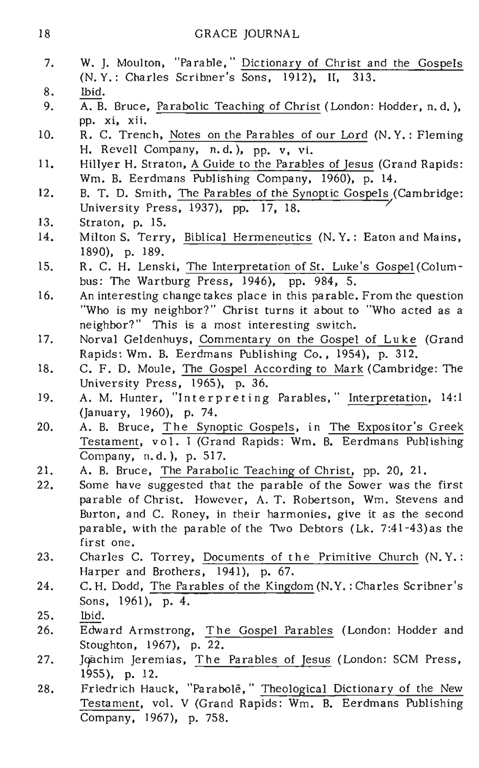7. W. J. Moulton, "Parable," Dictionary of Christ and the Gospels (N.Y.: Charles Scribner's Sons, 1912), II, 313.
8. Ibid.
9. A. B. Bruce, Parabolic Teaching of Christ (London: Hodder, n.d.), pp. xi, xii.
10. R. C. Trench, Notes on the Parables of our Lord (N.Y.: Fleming H. Revell Company, n.d.), pp. v, vi.
11. Hillyer H. Straton, A Guide to the Parables of Jesus (Grand Rapids: Wm. B. Eerdmans Publishing Company, 1960), p. 14.
12. B. T. D. Smith, The Parables of the Synoptic Gospels (Cambridge: University Press, 1937), pp. 17, 18.
13. Straton, p. 15.
14. Milton S. Terry, Biblical Hermeneutics (N.Y.: Eaton and Mains, 1890), p. 189.
15. R. C. H. Lenski, The Interpretation of St. Luke's Gospel (Columbus: The Wartburg Press, 1946), pp. 984, 5.
16. An interesting change takes place in this parable. From the question "Who is my neighbor?" Christ turns it about to "Who acted as a neighbor?" This is a most interesting switch.
17. Norval Geldenhuys, Commentary on the Gospel of Luke (Grand Rapids: Wm. B. Eerdmans Publishing Co., 1954), p. 312.
18. C. F. D. Moule, The Gospel According to Mark (Cambridge: The University Press, 1965), p. 36.
19. A. M. Hunter, "Interpreting Parables," Interpretation, 14:1 (January, 1960), p. 74.
20. A. B. Bruce, The Synoptic Gospels, in The Expositor's Greek Testament, vol. I (Grand Rapids: Wm. B. Eerdmans Publishing Company, n.d.), p. 517.
21. A. B. Bruce, The Parabolic Teaching of Christ, pp. 20, 21.
22. Some have suggested that the parable of the Sower was the first parable of Christ. However, A. T. Robertson, Wm. Stevens and Burton, and C. Roney, in their harmonies, give it as the second parable, with the parable of the Two Debtors (Lk. 7:41-43) as the first one.
23. Charles C. Torrey, Documents of the Primitive Church (N.Y.: Harper and Brothers, 1941), p. 67.
24. C. H. Dodd, The Parables of the Kingdom (N.Y.: Charles Scribner's Sons, 1961), p. 4.
25. Ibid.
26. Edward Armstrong, The Gospel Parables (London: Hodder and Stoughton, 1967), p. 22.
27. Joachim Jeremias, The Parables of Jesus (London: SCM Press, 1955), p. 12.
28. Friedrich Hauck, "Parabolē," Theological Dictionary of the New Testament, vol. V (Grand Rapids: Wm. B. Eerdmans Publishing Company, 1967), p. 758.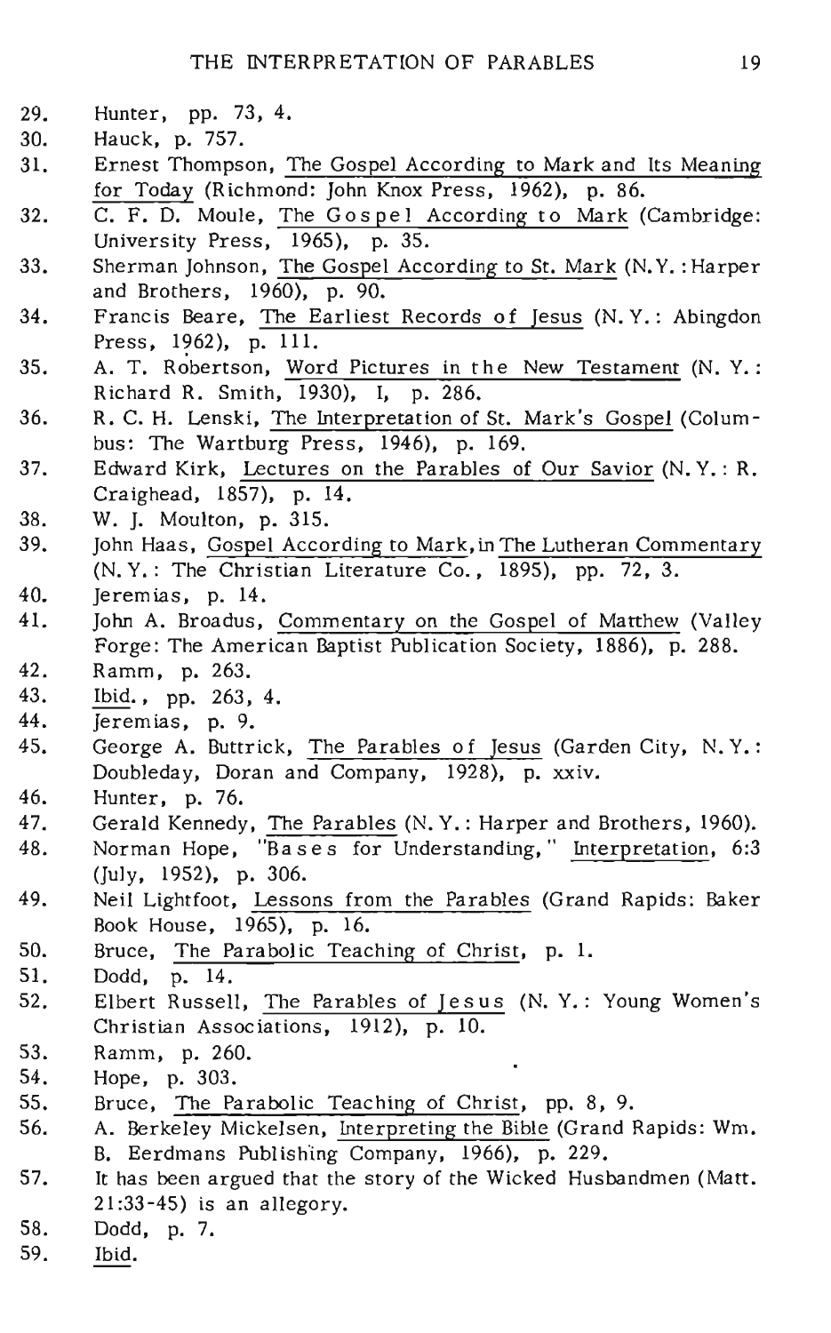29. Hunter, pp. 73, 4.
30. Hauck, p. 757.
31. Ernest Thompson, The Gospel According to Mark and Its Meaning for Today (Richmond: John Knox Press, 1962), p. 86.
32. C. F. D. Moule, The Gospel According to Mark (Cambridge: University Press, 1965), p. 35.
33. Sherman Johnson, The Gospel According to St. Mark (N.Y.: Harper and Brothers, 1960), p. 90.
34. Francis Beare, The Earliest Records of Jesus (N.Y.: Abingdon Press, 1962), p. 111.
35. A. T. Robertson, Word Pictures in the New Testament (N. Y.: Richard R. Smith, 1930), I, p. 286.
36. R. C. H. Lenski, The Interpretation of St. Mark's Gospel (Columbus: The Wartburg Press, 1946), p. 169.
37. Edward Kirk, Lectures on the Parables of Our Savior (N.Y.: R. Craighead, 1857), p. 14.
38. W. J. Moulton, p. 315.
39. John Haas, Gospel According to Mark, in The Lutheran Commentary (N.Y.: The Christian Literature Co., 1895), pp. 72, 3.
40. Jeremias, p. 14.
41. John A. Broadus, Commentary on the Gospel of Matthew (Valley Forge: The American Baptist Publication Society, 1886), p. 288.
42. Ramm, p. 263.
43. Ibid., pp. 263, 4.
44. Jeremias, p. 9.
45. George A. Buttrick, The Parables of Jesus (Garden City, N.Y.: Doubleday, Doran and Company, 1928), p. xxiv.
46. Hunter, p. 76.
47. Gerald Kennedy, The Parables (N.Y.: Harper and Brothers, 1960).
48. Norman Hope, "Bases for Understanding," Interpretation, 6:3 (July, 1952), p. 306.
49. Neil Lightfoot, Lessons from the Parables (Grand Rapids: Baker Book House, 1965), p. 16.
50. Bruce, The Parabolic Teaching of Christ, p. 1.
51. Dodd, p. 14.
52. Elbert Russell, The Parables of Jesus (N. Y.: Young Women's Christian Associations, 1912), p. 10.
53. Ramm, p. 260.
54. Hope, p. 303.
55. Bruce, The Parabolic Teaching of Christ, pp. 8, 9.
56. A. Berkeley Mickelsen, Interpreting the Bible (Grand Rapids: Wm. B. Eerdmans Publishing Company, 1966), p. 229.
57. It has been argued that the story of the Wicked Husbandmen (Matt. 21:33-45) is an allegory.
58. Dodd, p. 7.
59. Ibid.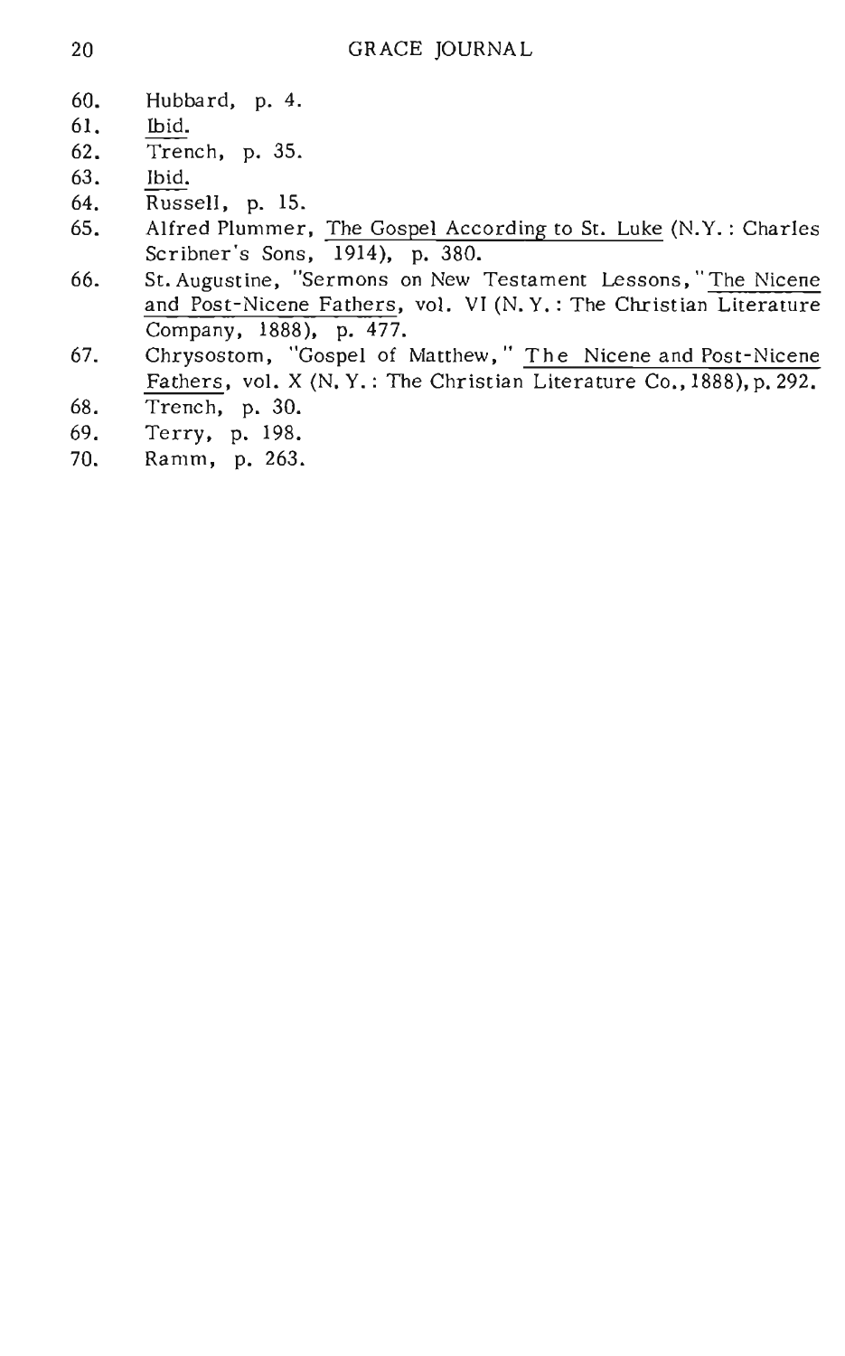60. Hubbard, p. 4.
61. Ibid.
62. Trench, p. 35.
63. Ibid.
64. Russell, p. 15.
65. Alfred Plummer, The Gospel According to St. Luke (N.Y.: Charles Scribner's Sons, 1914), p. 380.
66. St. Augustine, "Sermons on New Testament Lessons," The Nicene and Post-Nicene Fathers, vol. VI (N. Y.: The Christian Literature Company, 1888), p. 477.
67. Chrysostom, "Gospel of Matthew," The Nicene and Post-Nicene Fathers, vol. X (N. Y.: The Christian Literature Co., 1888), p. 292.
68. Trench, p. 30.
69. Terry, p. 198.
70. Ramm, p. 263.